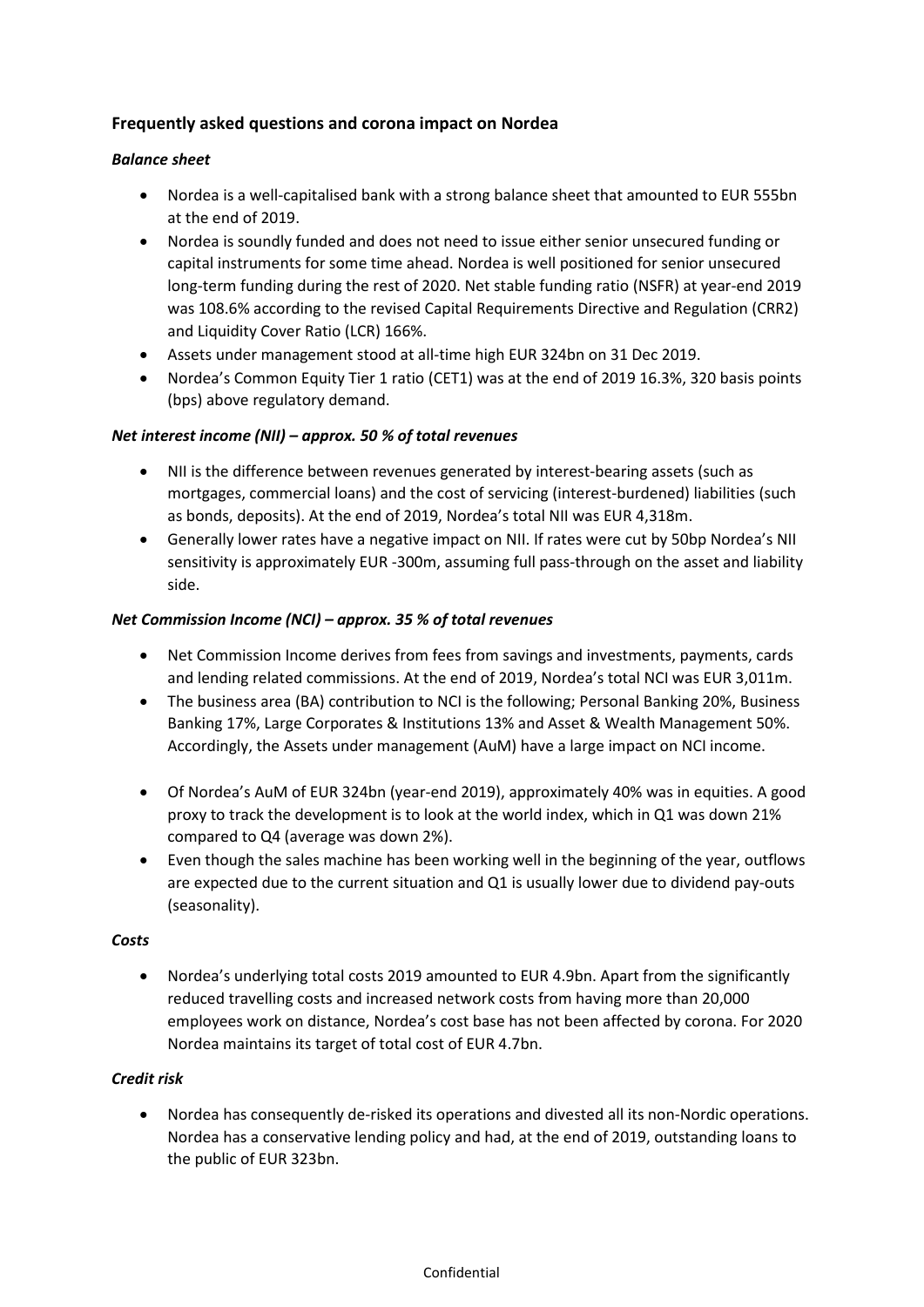## Frequently asked questions and corona impact on Nordea

### *Balance sheet*

- Nordea is a well-capitalised bank with a strong balance sheet that amounted to EUR 555bn at the end of 2019.
- Nordea is soundly funded and does not need to issue either senior unsecured funding or capital instruments for some time ahead. Nordea is well positioned for senior unsecured long-term funding during the rest of 2020. Net stable funding ratio (NSFR) at year-end 2019 was 108.6% according to the revised Capital Requirements Directive and Regulation (CRR2) and Liquidity Cover Ratio (LCR) 166%.
- Assets under management stood at all-time high EUR 324bn on 31 Dec 2019.
- Nordea's Common Equity Tier 1 ratio (CET1) was at the end of 2019 16.3%, 320 basis points (bps) above regulatory demand.

### *Net interest income (NII) – approx. 50 % of total revenues*

- NII is the difference between revenues generated by interest-bearing assets (such as mortgages, commercial loans) and the cost of servicing (interest-burdened) liabilities (such as bonds, deposits). At the end of 2019, Nordea's total NII was EUR 4,318m.
- Generally lower rates have a negative impact on NII. If rates were cut by 50bp Nordea's NII sensitivity is approximately EUR -300m, assuming full pass-through on the asset and liability side.

### *Net Commission Income (NCI) – approx. 35 % of total revenues*

- Net Commission Income derives from fees from savings and investments, payments, cards and lending related commissions. At the end of 2019, Nordea's total NCI was EUR 3,011m.
- The business area (BA) contribution to NCI is the following; Personal Banking 20%, Business Banking 17%, Large Corporates & Institutions 13% and Asset & Wealth Management 50%. Accordingly, the Assets under management (AuM) have a large impact on NCI income.
- Of Nordea's AuM of EUR 324bn (year-end 2019), approximately 40% was in equities. A good proxy to track the development is to look at the world index, which in Q1 was down 21% compared to Q4 (average was down 2%).
- Even though the sales machine has been working well in the beginning of the year, outflows are expected due to the current situation and Q1 is usually lower due to dividend pay-outs (seasonality).

### *Costs*

- Nordea's underlying total costs 2019 amounted to EUR 4.9bn. Apart from the significantly reduced travelling costs and increased network costs from having more than 20,000 employees work on distance, Nordea's cost base has not been affected by corona. For 2020 Nordea maintains its target of total cost of EUR 4.7bn.

### *Credit risk*

- Nordea has consequently de-risked its operations and divested all its non-Nordic operations. Nordea has a conservative lending policy and had, at the end of 2019, outstanding loans to the public of EUR 323bn.

Confidential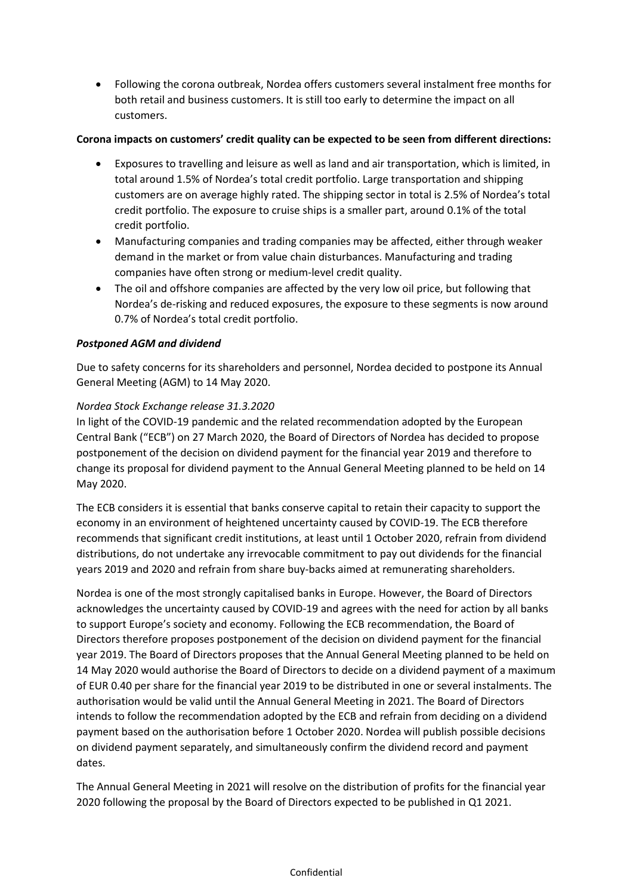- Following the corona outbreak, Nordea offers customers several instalment free months for both retail and business customers. It is still too early to determine the impact on all customers.

**Corona impacts on customers' credit quality can be expected to be seen from different directions:**

- Exposures to travelling and leisure as well as land and air transportation, which is limited, in total around 1.5% of Nordea's total credit portfolio. Large transportation and shipping customers are on average highly rated. The shipping sector in total is 2.5% of Nordea's total credit portfolio. The exposure to cruise ships is a smaller part, around 0.1% of the total credit portfolio.
- Manufacturing companies and trading companies may be affected, either through weaker demand in the market or from value chain disturbances. Manufacturing and trading companies have often strong or medium-level credit quality.
- The oil and offshore companies are affected by the very low oil price, but following that Nordea's de-risking and reduced exposures, the exposure to these segments is now around 0.7% of Nordea's total credit portfolio.

***Postponed AGM and dividend***

Due to safety concerns for its shareholders and personnel, Nordea decided to postpone its Annual General Meeting (AGM) to 14 May 2020.

*Nordea Stock Exchange release 31.3.2020*

In light of the COVID-19 pandemic and the related recommendation adopted by the European Central Bank ("ECB") on 27 March 2020, the Board of Directors of Nordea has decided to propose postponement of the decision on dividend payment for the financial year 2019 and therefore to change its proposal for dividend payment to the Annual General Meeting planned to be held on 14 May 2020.

The ECB considers it is essential that banks conserve capital to retain their capacity to support the economy in an environment of heightened uncertainty caused by COVID-19. The ECB therefore recommends that significant credit institutions, at least until 1 October 2020, refrain from dividend distributions, do not undertake any irrevocable commitment to pay out dividends for the financial years 2019 and 2020 and refrain from share buy-backs aimed at remunerating shareholders.

Nordea is one of the most strongly capitalised banks in Europe. However, the Board of Directors acknowledges the uncertainty caused by COVID-19 and agrees with the need for action by all banks to support Europe's society and economy. Following the ECB recommendation, the Board of Directors therefore proposes postponement of the decision on dividend payment for the financial year 2019. The Board of Directors proposes that the Annual General Meeting planned to be held on 14 May 2020 would authorise the Board of Directors to decide on a dividend payment of a maximum of EUR 0.40 per share for the financial year 2019 to be distributed in one or several instalments. The authorisation would be valid until the Annual General Meeting in 2021. The Board of Directors intends to follow the recommendation adopted by the ECB and refrain from deciding on a dividend payment based on the authorisation before 1 October 2020. Nordea will publish possible decisions on dividend payment separately, and simultaneously confirm the dividend record and payment dates.

The Annual General Meeting in 2021 will resolve on the distribution of profits for the financial year 2020 following the proposal by the Board of Directors expected to be published in Q1 2021.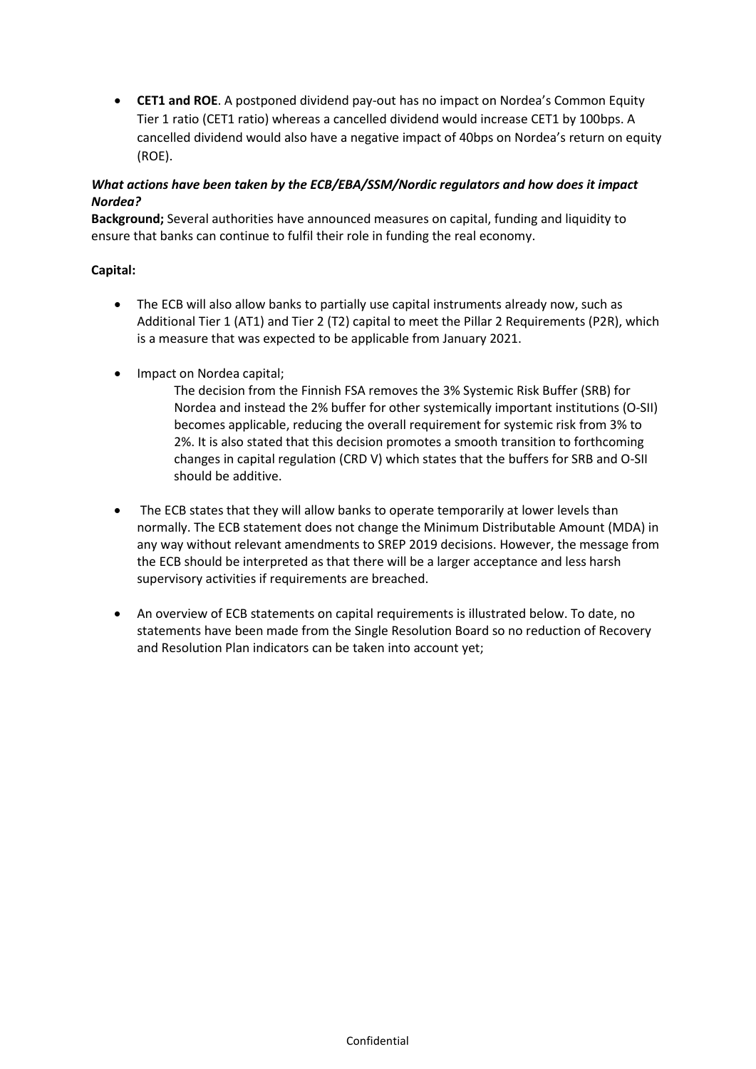- **CET1 and ROE**. A postponed dividend pay-out has no impact on Nordea's Common Equity Tier 1 ratio (CET1 ratio) whereas a cancelled dividend would increase CET1 by 100bps. A cancelled dividend would also have a negative impact of 40bps on Nordea's return on equity (ROE).

***What actions have been taken by the ECB/EBA/SSM/Nordic regulators and how does it impact Nordea?***

**Background;** Several authorities have announced measures on capital, funding and liquidity to ensure that banks can continue to fulfil their role in funding the real economy.

**Capital:**

- The ECB will also allow banks to partially use capital instruments already now, such as Additional Tier 1 (AT1) and Tier 2 (T2) capital to meet the Pillar 2 Requirements (P2R), which is a measure that was expected to be applicable from January 2021.

- Impact on Nordea capital;

  The decision from the Finnish FSA removes the 3% Systemic Risk Buffer (SRB) for Nordea and instead the 2% buffer for other systemically important institutions (O-SII) becomes applicable, reducing the overall requirement for systemic risk from 3% to 2%. It is also stated that this decision promotes a smooth transition to forthcoming changes in capital regulation (CRD V) which states that the buffers for SRB and O-SII should be additive.

- The ECB states that they will allow banks to operate temporarily at lower levels than normally. The ECB statement does not change the Minimum Distributable Amount (MDA) in any way without relevant amendments to SREP 2019 decisions. However, the message from the ECB should be interpreted as that there will be a larger acceptance and less harsh supervisory activities if requirements are breached.

- An overview of ECB statements on capital requirements is illustrated below. To date, no statements have been made from the Single Resolution Board so no reduction of Recovery and Resolution Plan indicators can be taken into account yet;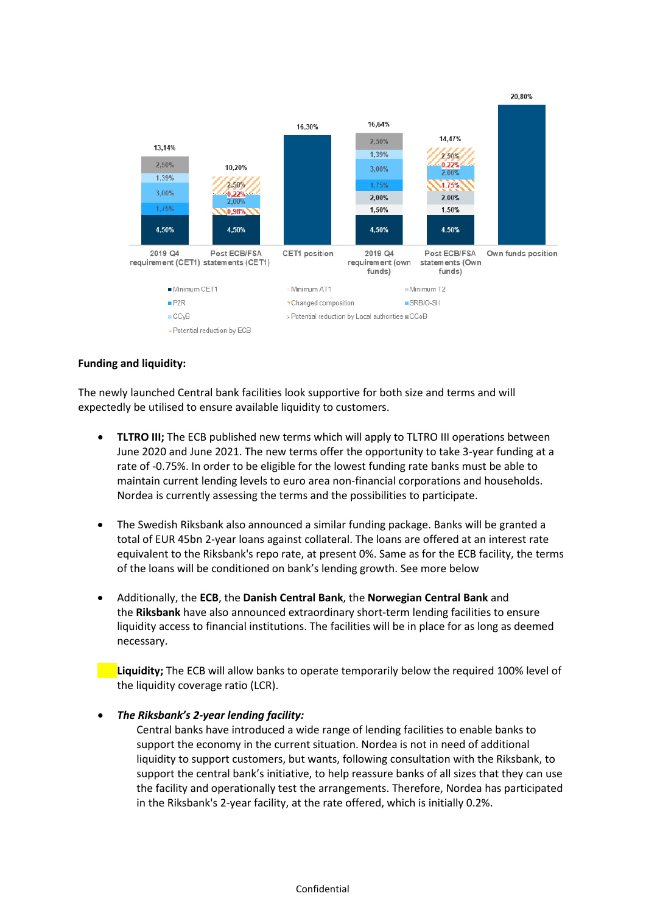| | 2019 Q4 requirement (CET1) | Post ECB/FSA statements (CET1) | CET1 position | 2019 Q4 requirement (own funds) | Post ECB/FSA statements (Own funds) | Own funds position |
|---|---|---|---|---|---|---|
| Total | 13,14% | 10,20% | 16,30% | 16,64% | 14,47% | 20,80% |
| Minimum CET1 | 4,50% | 4,50% | | 4,50% | 4,50% | |
| Minimum AT1 | | | | 1,50% | 1,50% | |
| Minimum T2 | | | | 2,00% | 2,00% | |
| P2R | 1,75% | 0,98% | | 1,75% | 1,75% | |
| SRB/O-SII | 3,00% | 2,00% | | 3,00% | 2,00% | |
| CCyB | 1,39% | 0,22% | | 1,39% | 0,22% | |
| CCoB | 2,50% | 2,50% | | 2,50% | 2,50% | |

Legend: Minimum CET1; Minimum AT1; Minimum T2; P2R; Changed composition; SRB/O-SII; CCyB; Potential reduction by Local authorities; CCoB; Potential reduction by ECB

**Funding and liquidity:**

The newly launched Central bank facilities look supportive for both size and terms and will expectedly be utilised to ensure available liquidity to customers.

- **TLTRO III;** The ECB published new terms which will apply to TLTRO III operations between June 2020 and June 2021. The new terms offer the opportunity to take 3-year funding at a rate of -0.75%. In order to be eligible for the lowest funding rate banks must be able to maintain current lending levels to euro area non-financial corporations and households. Nordea is currently assessing the terms and the possibilities to participate.

- The Swedish Riksbank also announced a similar funding package. Banks will be granted a total of EUR 45bn 2-year loans against collateral. The loans are offered at an interest rate equivalent to the Riksbank's repo rate, at present 0%. Same as for the ECB facility, the terms of the loans will be conditioned on bank's lending growth. See more below

- Additionally, the **ECB**, the **Danish Central Bank**, the **Norwegian Central Bank** and the **Riksbank** have also announced extraordinary short-term lending facilities to ensure liquidity access to financial institutions. The facilities will be in place for as long as deemed necessary.

- **Liquidity;** The ECB will allow banks to operate temporarily below the required 100% level of the liquidity coverage ratio (LCR).

- ***The Riksbank's 2-year lending facility:***

  Central banks have introduced a wide range of lending facilities to enable banks to support the economy in the current situation. Nordea is not in need of additional liquidity to support customers, but wants, following consultation with the Riksbank, to support the central bank's initiative, to help reassure banks of all sizes that they can use the facility and operationally test the arrangements. Therefore, Nordea has participated in the Riksbank's 2-year facility, at the rate offered, which is initially 0.2%.

Confidential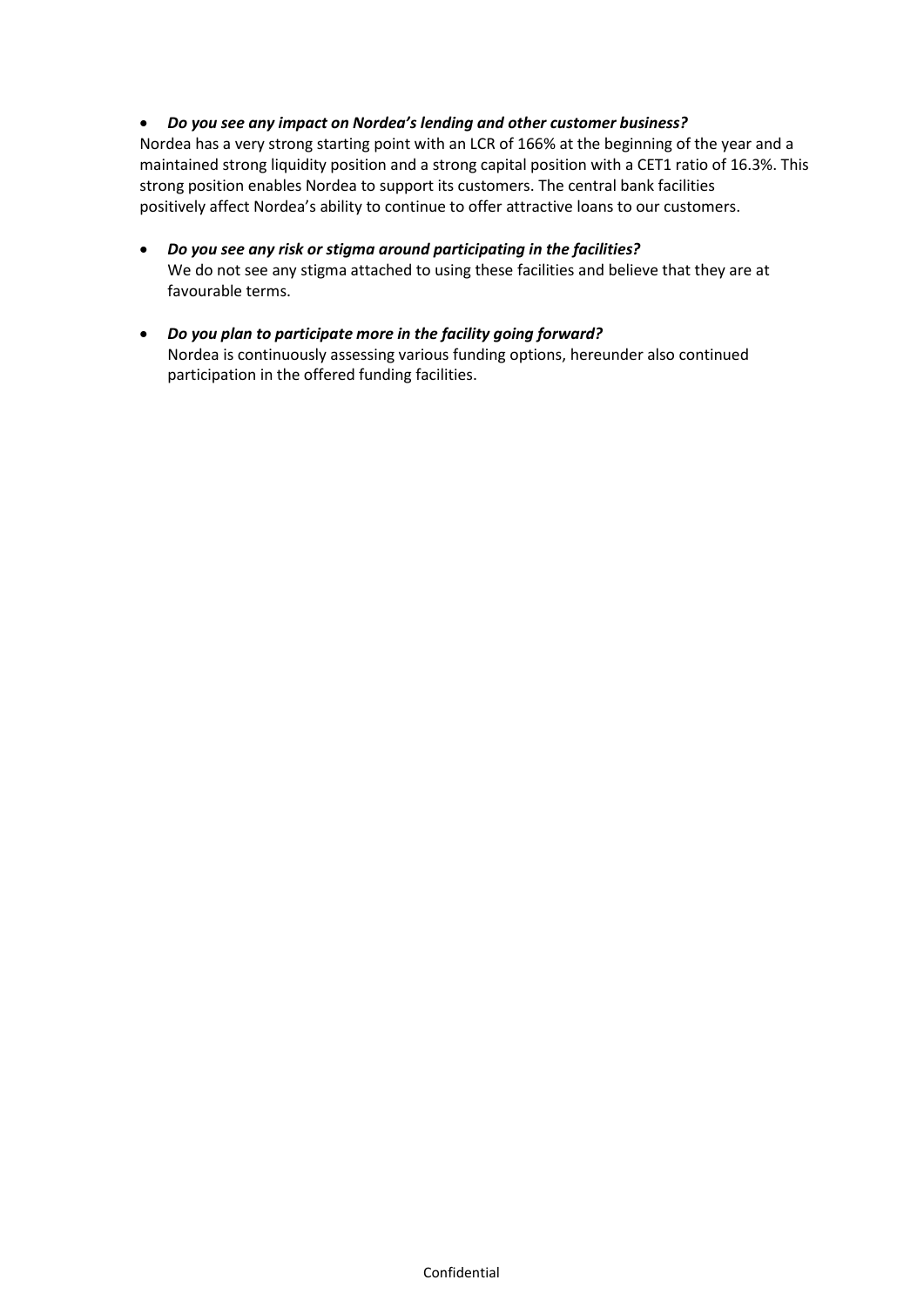- ***Do you see any impact on Nordea's lending and other customer business?***

Nordea has a very strong starting point with an LCR of 166% at the beginning of the year and a maintained strong liquidity position and a strong capital position with a CET1 ratio of 16.3%. This strong position enables Nordea to support its customers. The central bank facilities positively affect Nordea's ability to continue to offer attractive loans to our customers.

- ***Do you see any risk or stigma around participating in the facilities?***
  We do not see any stigma attached to using these facilities and believe that they are at favourable terms.

- ***Do you plan to participate more in the facility going forward?***
  Nordea is continuously assessing various funding options, hereunder also continued participation in the offered funding facilities.

Confidential